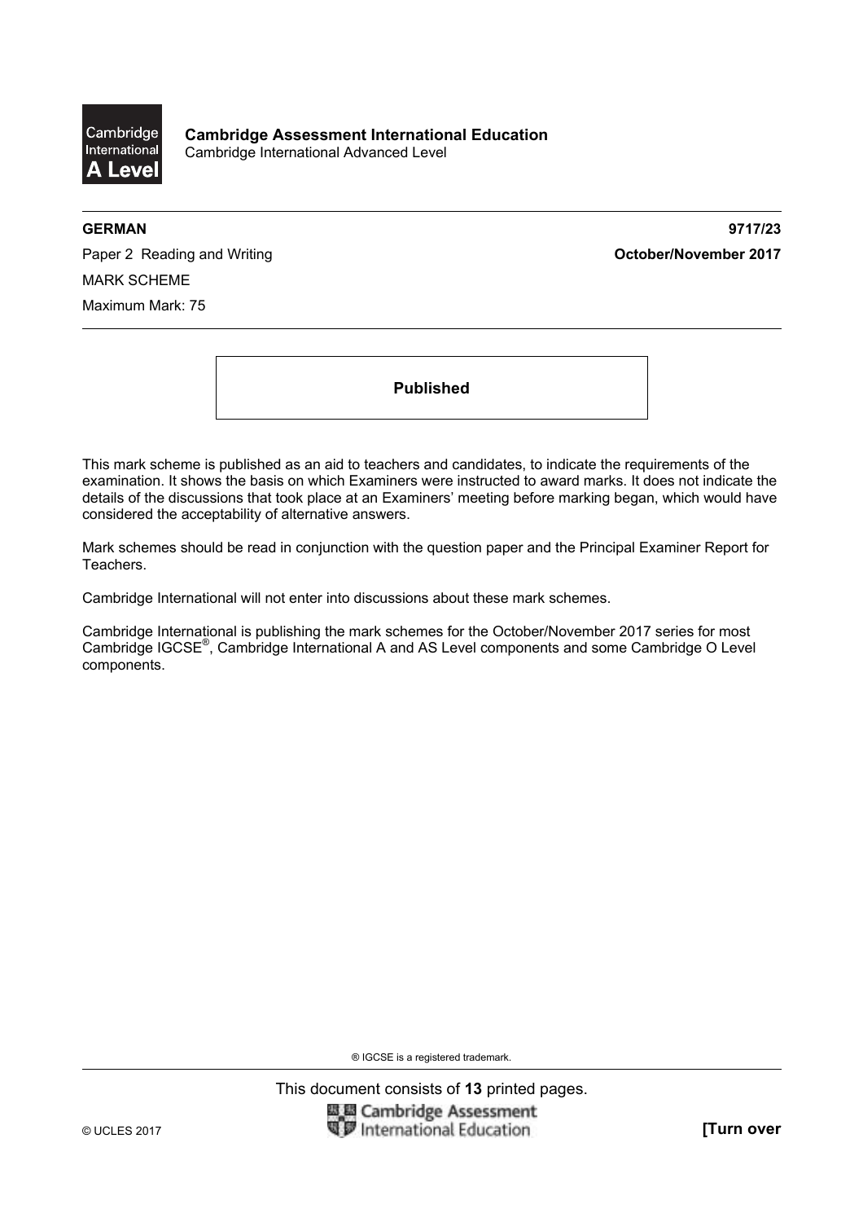**Cambridge Assessment International Education**
Cambridge International Advanced Level

**GERMAN** **9717/23**

Paper 2 Reading and Writing **October/November 2017**

MARK SCHEME

Maximum Mark: 75

**Published**

This mark scheme is published as an aid to teachers and candidates, to indicate the requirements of the examination. It shows the basis on which Examiners were instructed to award marks. It does not indicate the details of the discussions that took place at an Examiners' meeting before marking began, which would have considered the acceptability of alternative answers.

Mark schemes should be read in conjunction with the question paper and the Principal Examiner Report for Teachers.

Cambridge International will not enter into discussions about these mark schemes.

Cambridge International is publishing the mark schemes for the October/November 2017 series for most Cambridge IGCSE®, Cambridge International A and AS Level components and some Cambridge O Level components.

® IGCSE is a registered trademark.

This document consists of **13** printed pages.

© UCLES 2017 **[Turn over**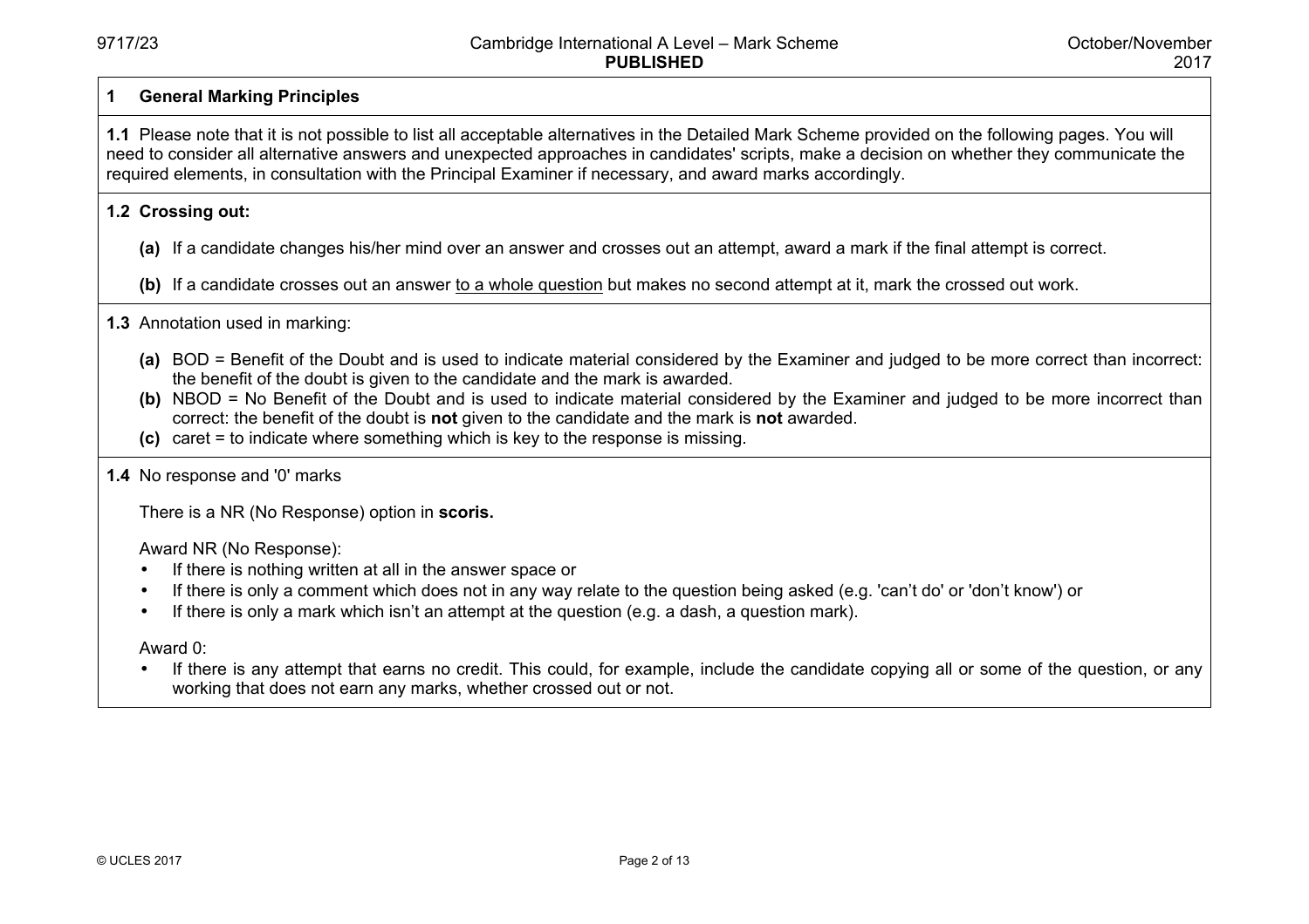## 1 General Marking Principles

**1.1** Please note that it is not possible to list all acceptable alternatives in the Detailed Mark Scheme provided on the following pages. You will need to consider all alternative answers and unexpected approaches in candidates' scripts, make a decision on whether they communicate the required elements, in consultation with the Principal Examiner if necessary, and award marks accordingly.

**1.2 Crossing out:**

**(a)** If a candidate changes his/her mind over an answer and crosses out an attempt, award a mark if the final attempt is correct.

**(b)** If a candidate crosses out an answer <u>to a whole question</u> but makes no second attempt at it, mark the crossed out work.

**1.3** Annotation used in marking:

**(a)** BOD = Benefit of the Doubt and is used to indicate material considered by the Examiner and judged to be more correct than incorrect: the benefit of the doubt is given to the candidate and the mark is awarded.
**(b)** NBOD = No Benefit of the Doubt and is used to indicate material considered by the Examiner and judged to be more incorrect than correct: the benefit of the doubt is **not** given to the candidate and the mark is **not** awarded.
**(c)** caret = to indicate where something which is key to the response is missing.

**1.4** No response and '0' marks

There is a NR (No Response) option in **scoris.**

Award NR (No Response):

- If there is nothing written at all in the answer space or
- If there is only a comment which does not in any way relate to the question being asked (e.g. 'can't do' or 'don't know') or
- If there is only a mark which isn't an attempt at the question (e.g. a dash, a question mark).

Award 0:

- If there is any attempt that earns no credit. This could, for example, include the candidate copying all or some of the question, or any working that does not earn any marks, whether crossed out or not.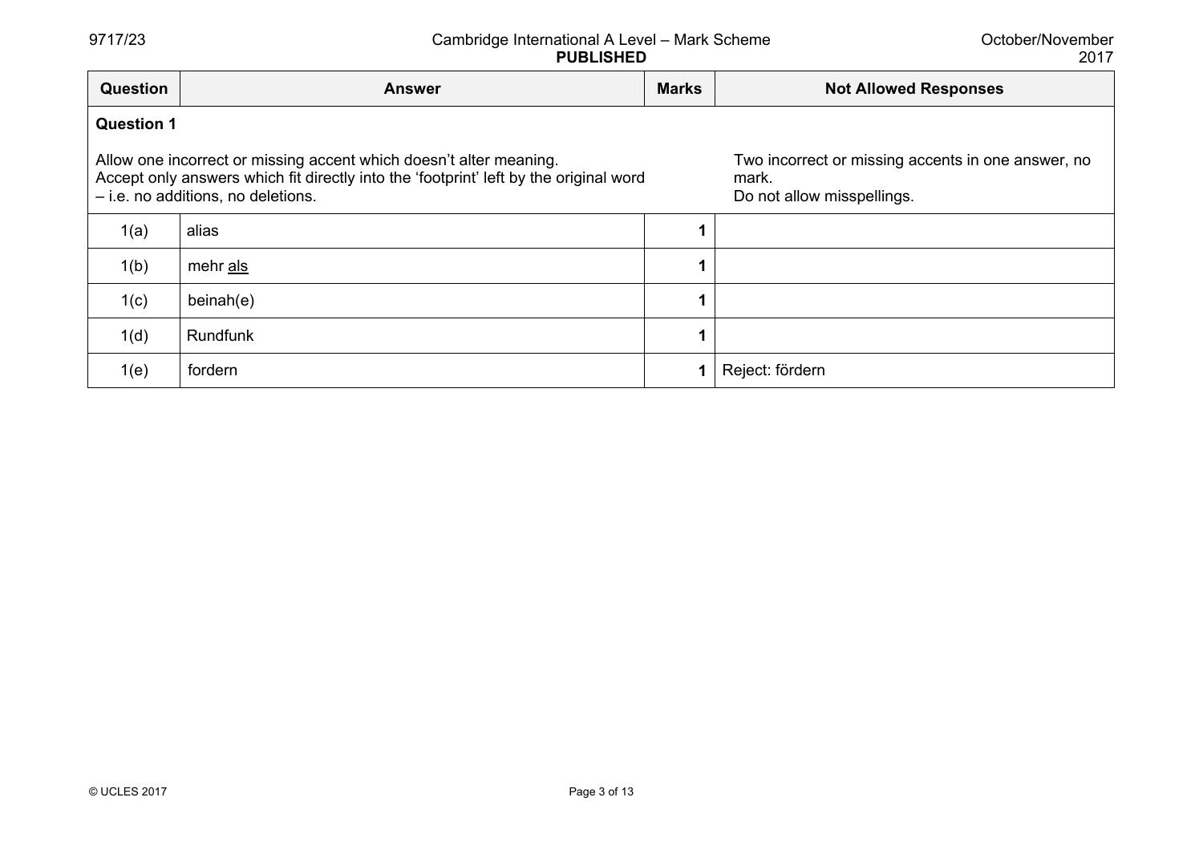| Question | Answer | Marks | Not Allowed Responses |
|---|---|---|---|
| **Question 1** | | | |
| | Allow one incorrect or missing accent which doesn't alter meaning. Accept only answers which fit directly into the 'footprint' left by the original word – i.e. no additions, no deletions. | | Two incorrect or missing accents in one answer, no mark. Do not allow misspellings. |
| 1(a) | alias | 1 | |
| 1(b) | mehr <u>als</u> | 1 | |
| 1(c) | beinah(e) | 1 | |
| 1(d) | Rundfunk | 1 | |
| 1(e) | fordern | 1 | Reject: fördern |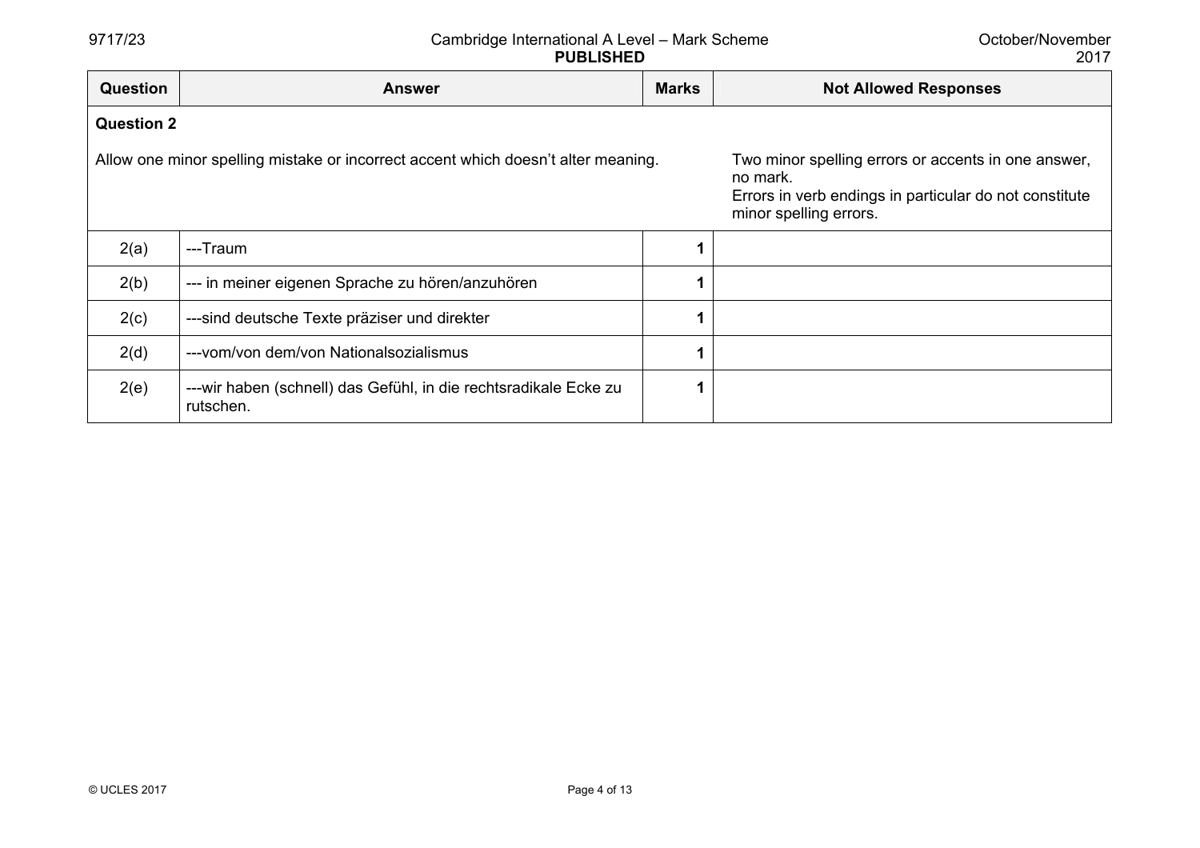| Question | Answer | Marks | Not Allowed Responses |
|---|---|---|---|
| **Question 2** | | | |
| Allow one minor spelling mistake or incorrect accent which doesn't alter meaning. | | | Two minor spelling errors or accents in one answer, no mark. Errors in verb endings in particular do not constitute minor spelling errors. |
| 2(a) | ---Traum | 1 | |
| 2(b) | --- in meiner eigenen Sprache zu hören/anzuhören | 1 | |
| 2(c) | ---sind deutsche Texte präziser und direkter | 1 | |
| 2(d) | ---vom/von dem/von Nationalsozialismus | 1 | |
| 2(e) | ---wir haben (schnell) das Gefühl, in die rechtsradikale Ecke zu rutschen. | 1 | |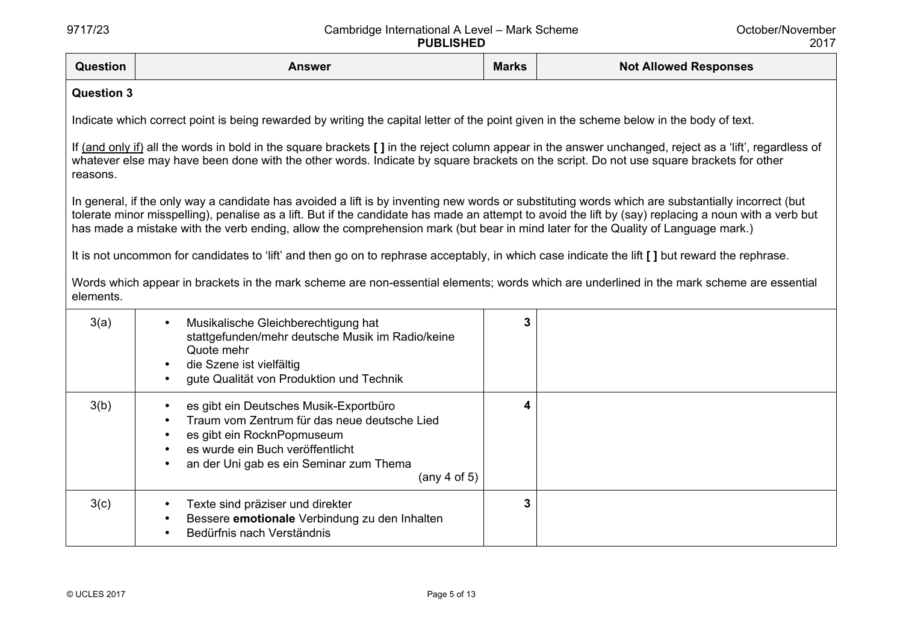| Question | Answer | Marks | Not Allowed Responses |
|---|---|---|---|
| **Question 3** | | | |

Indicate which correct point is being rewarded by writing the capital letter of the point given in the scheme below in the body of text.

If <u>(and only if)</u> all the words in bold in the square brackets **[ ]** in the reject column appear in the answer unchanged, reject as a 'lift', regardless of whatever else may have been done with the other words. Indicate by square brackets on the script. Do not use square brackets for other reasons.

In general, if the only way a candidate has avoided a lift is by inventing new words or substituting words which are substantially incorrect (but tolerate minor misspelling), penalise as a lift. But if the candidate has made an attempt to avoid the lift by (say) replacing a noun with a verb but has made a mistake with the verb ending, allow the comprehension mark (but bear in mind later for the Quality of Language mark.)

It is not uncommon for candidates to 'lift' and then go on to rephrase acceptably, in which case indicate the lift **[ ]** but reward the rephrase.

Words which appear in brackets in the mark scheme are non-essential elements; words which are underlined in the mark scheme are essential elements.

| Question | Answer | Marks | Not Allowed Responses |
|---|---|---|---|
| 3(a) | • Musikalische Gleichberechtigung hat stattgefunden/mehr deutsche Musik im Radio/keine Quote mehr<br>• die Szene ist vielfältig<br>• gute Qualität von Produktion und Technik | 3 | |
| 3(b) | • es gibt ein Deutsches Musik-Exportbüro<br>• Traum vom Zentrum für das neue deutsche Lied<br>• es gibt ein RocknPopmuseum<br>• es wurde ein Buch veröffentlicht<br>• an der Uni gab es ein Seminar zum Thema<br>(any 4 of 5) | 4 | |
| 3(c) | • Texte sind präziser und direkter<br>• Bessere **emotionale** Verbindung zu den Inhalten<br>• Bedürfnis nach Verständnis | 3 | |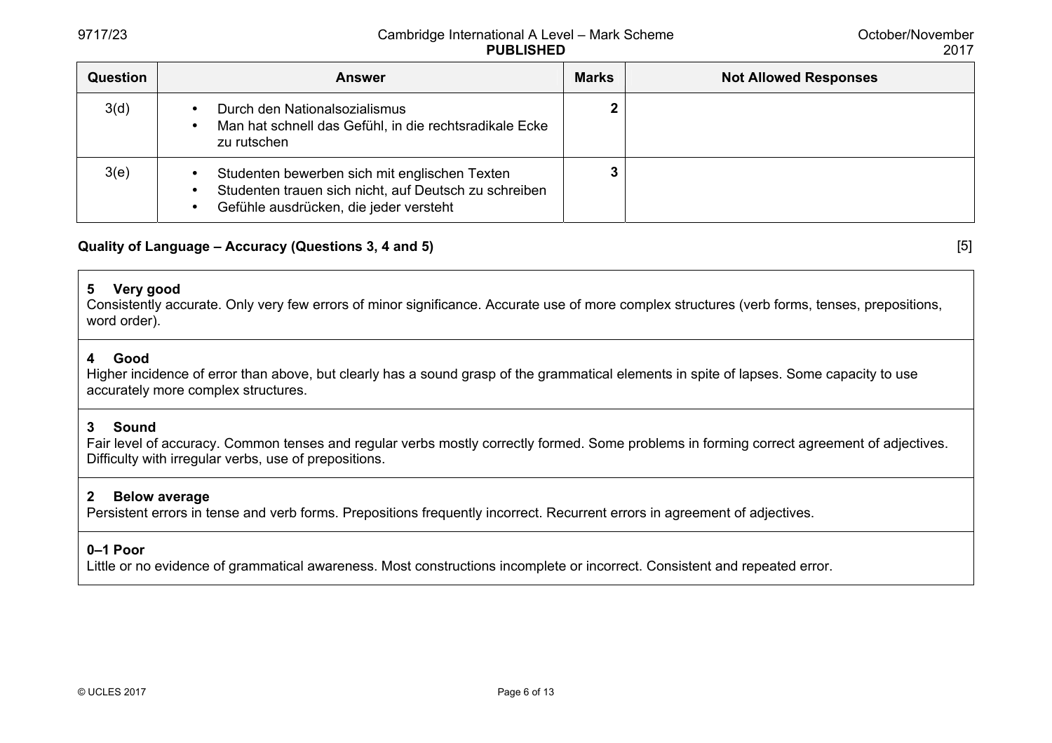| Question | Answer | Marks | Not Allowed Responses |
|---|---|---|---|
| 3(d) | • Durch den Nationalsozialismus<br>• Man hat schnell das Gefühl, in die rechtsradikale Ecke zu rutschen | 2 | |
| 3(e) | • Studenten bewerben sich mit englischen Texten<br>• Studenten trauen sich nicht, auf Deutsch zu schreiben<br>• Gefühle ausdrücken, die jeder versteht | 3 | |

**Quality of Language – Accuracy (Questions 3, 4 and 5)** [5]

**5 Very good**
Consistently accurate. Only very few errors of minor significance. Accurate use of more complex structures (verb forms, tenses, prepositions, word order).

**4 Good**
Higher incidence of error than above, but clearly has a sound grasp of the grammatical elements in spite of lapses. Some capacity to use accurately more complex structures.

**3 Sound**
Fair level of accuracy. Common tenses and regular verbs mostly correctly formed. Some problems in forming correct agreement of adjectives. Difficulty with irregular verbs, use of prepositions.

**2 Below average**
Persistent errors in tense and verb forms. Prepositions frequently incorrect. Recurrent errors in agreement of adjectives.

**0–1 Poor**
Little or no evidence of grammatical awareness. Most constructions incomplete or incorrect. Consistent and repeated error.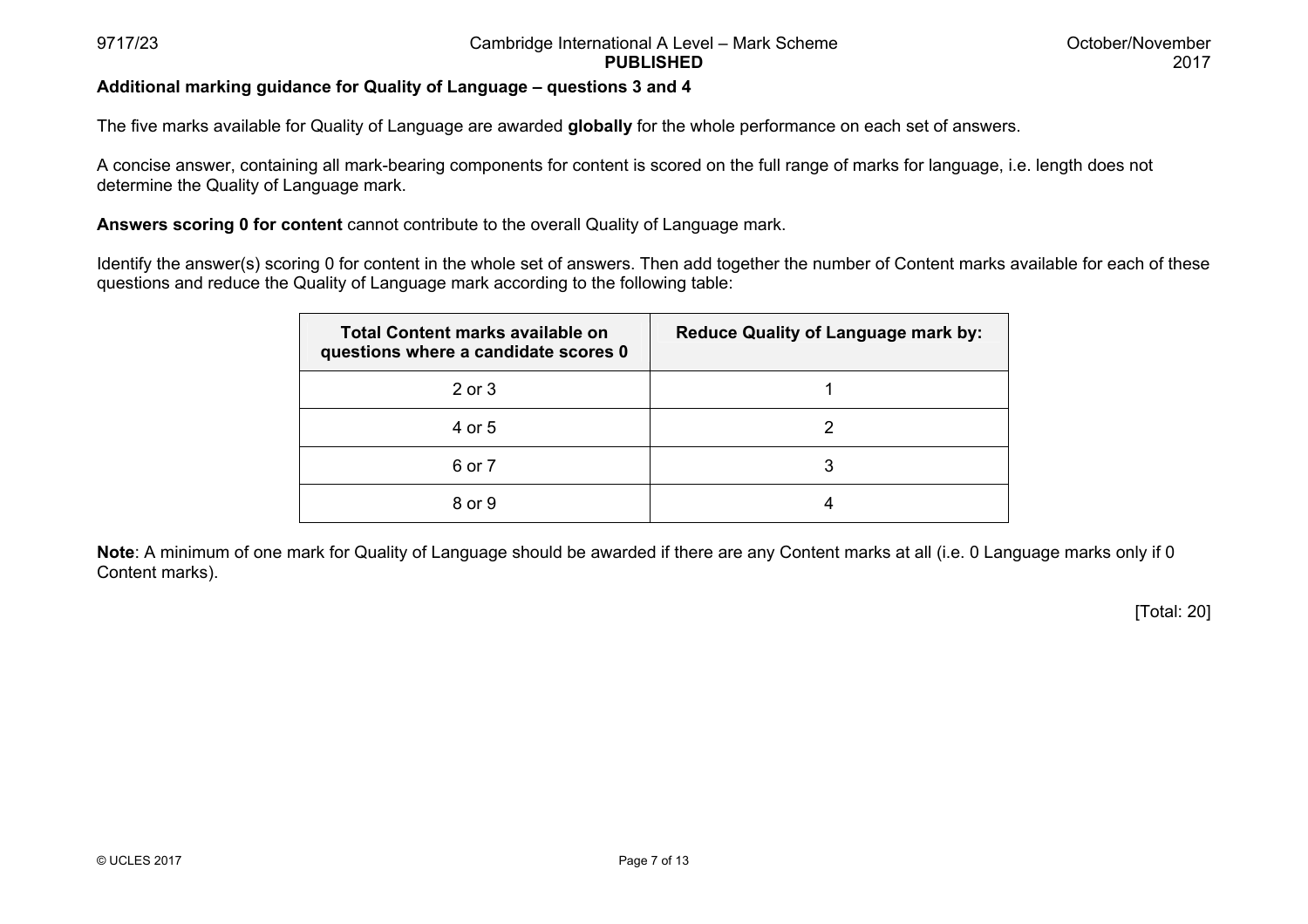**Additional marking guidance for Quality of Language – questions 3 and 4**

The five marks available for Quality of Language are awarded **globally** for the whole performance on each set of answers.

A concise answer, containing all mark-bearing components for content is scored on the full range of marks for language, i.e. length does not determine the Quality of Language mark.

**Answers scoring 0 for content** cannot contribute to the overall Quality of Language mark.

Identify the answer(s) scoring 0 for content in the whole set of answers. Then add together the number of Content marks available for each of these questions and reduce the Quality of Language mark according to the following table:

| Total Content marks available on questions where a candidate scores 0 | Reduce Quality of Language mark by: |
|---|---|
| 2 or 3 | 1 |
| 4 or 5 | 2 |
| 6 or 7 | 3 |
| 8 or 9 | 4 |

**Note**: A minimum of one mark for Quality of Language should be awarded if there are any Content marks at all (i.e. 0 Language marks only if 0 Content marks).

[Total: 20]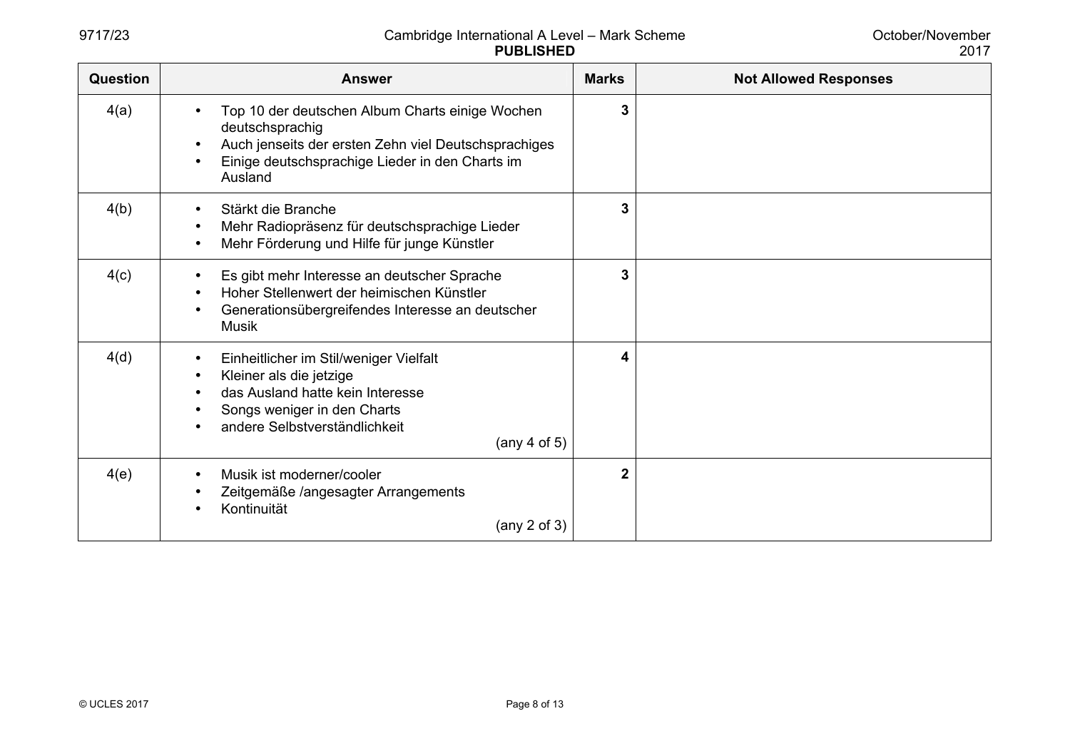| Question | Answer | Marks | Not Allowed Responses |
|---|---|---|---|
| 4(a) | • Top 10 der deutschen Album Charts einige Wochen deutschsprachig<br>• Auch jenseits der ersten Zehn viel Deutschsprachiges<br>• Einige deutschsprachige Lieder in den Charts im Ausland | **3** | |
| 4(b) | • Stärkt die Branche<br>• Mehr Radiopräsenz für deutschsprachige Lieder<br>• Mehr Förderung und Hilfe für junge Künstler | **3** | |
| 4(c) | • Es gibt mehr Interesse an deutscher Sprache<br>• Hoher Stellenwert der heimischen Künstler<br>• Generationsübergreifendes Interesse an deutscher Musik | **3** | |
| 4(d) | • Einheitlicher im Stil/weniger Vielfalt<br>• Kleiner als die jetzige<br>• das Ausland hatte kein Interesse<br>• Songs weniger in den Charts<br>• andere Selbstverständlichkeit<br>(any 4 of 5) | **4** | |
| 4(e) | • Musik ist moderner/cooler<br>• Zeitgemäße /angesagter Arrangements<br>• Kontinuität<br>(any 2 of 3) | **2** | |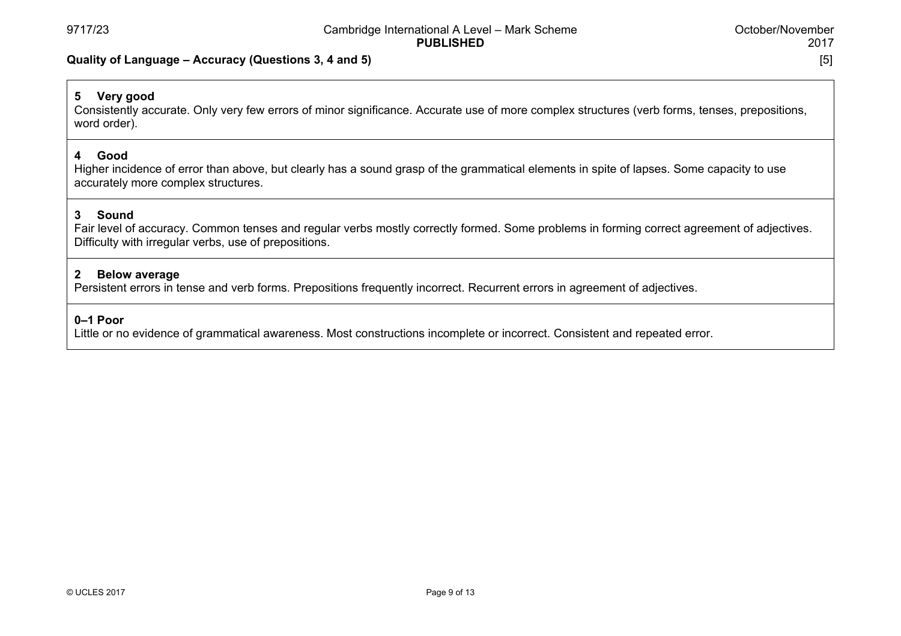**Quality of Language – Accuracy (Questions 3, 4 and 5)** [5]

| |
|---|
| **5 Very good**<br>Consistently accurate. Only very few errors of minor significance. Accurate use of more complex structures (verb forms, tenses, prepositions, word order). |
| **4 Good**<br>Higher incidence of error than above, but clearly has a sound grasp of the grammatical elements in spite of lapses. Some capacity to use accurately more complex structures. |
| **3 Sound**<br>Fair level of accuracy. Common tenses and regular verbs mostly correctly formed. Some problems in forming correct agreement of adjectives. Difficulty with irregular verbs, use of prepositions. |
| **2 Below average**<br>Persistent errors in tense and verb forms. Prepositions frequently incorrect. Recurrent errors in agreement of adjectives. |
| **0–1 Poor**<br>Little or no evidence of grammatical awareness. Most constructions incomplete or incorrect. Consistent and repeated error. |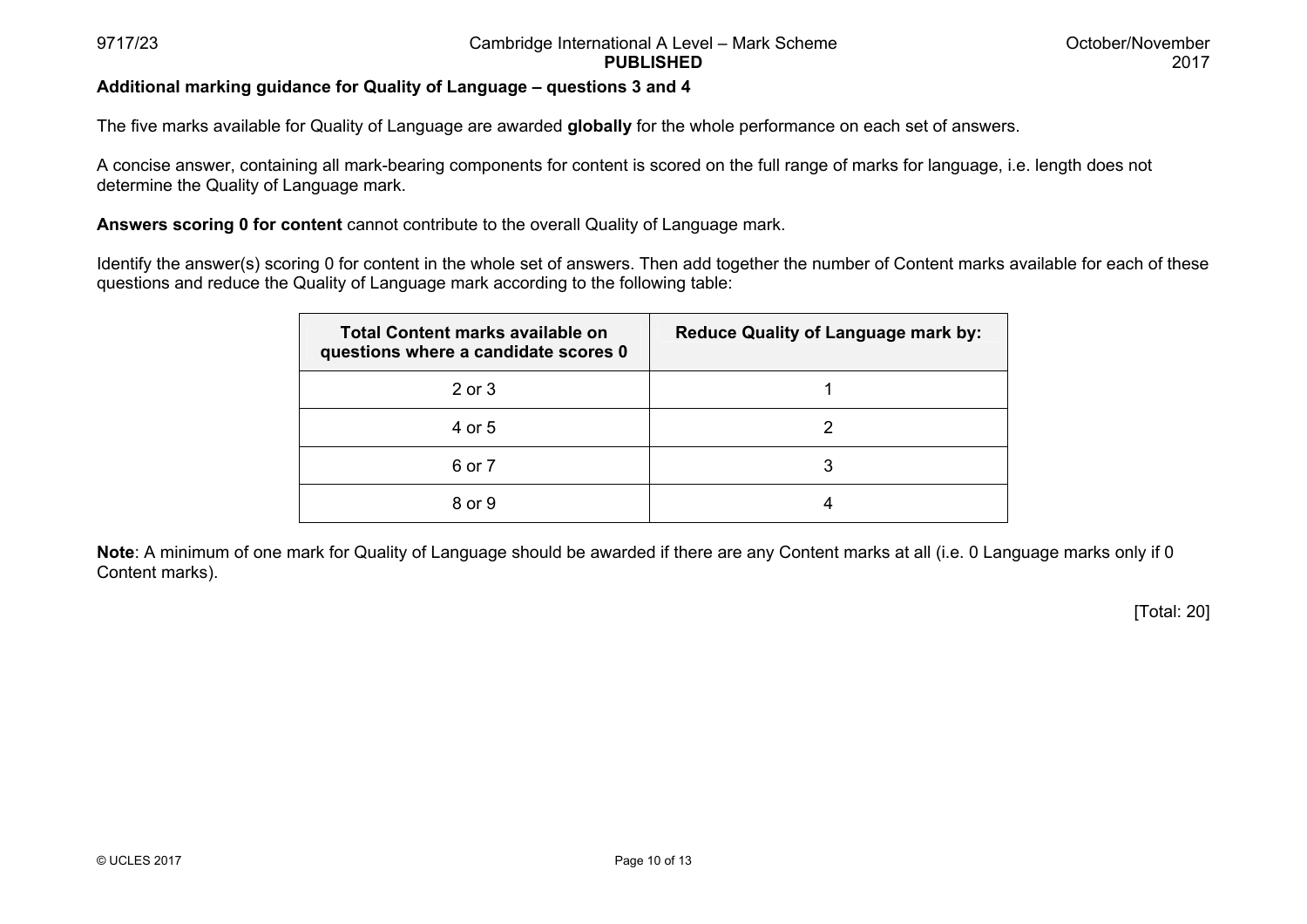**Additional marking guidance for Quality of Language – questions 3 and 4**

The five marks available for Quality of Language are awarded **globally** for the whole performance on each set of answers.

A concise answer, containing all mark-bearing components for content is scored on the full range of marks for language, i.e. length does not determine the Quality of Language mark.

**Answers scoring 0 for content** cannot contribute to the overall Quality of Language mark.

Identify the answer(s) scoring 0 for content in the whole set of answers. Then add together the number of Content marks available for each of these questions and reduce the Quality of Language mark according to the following table:

| Total Content marks available on questions where a candidate scores 0 | Reduce Quality of Language mark by: |
|---|---|
| 2 or 3 | 1 |
| 4 or 5 | 2 |
| 6 or 7 | 3 |
| 8 or 9 | 4 |

**Note**: A minimum of one mark for Quality of Language should be awarded if there are any Content marks at all (i.e. 0 Language marks only if 0 Content marks).

[Total: 20]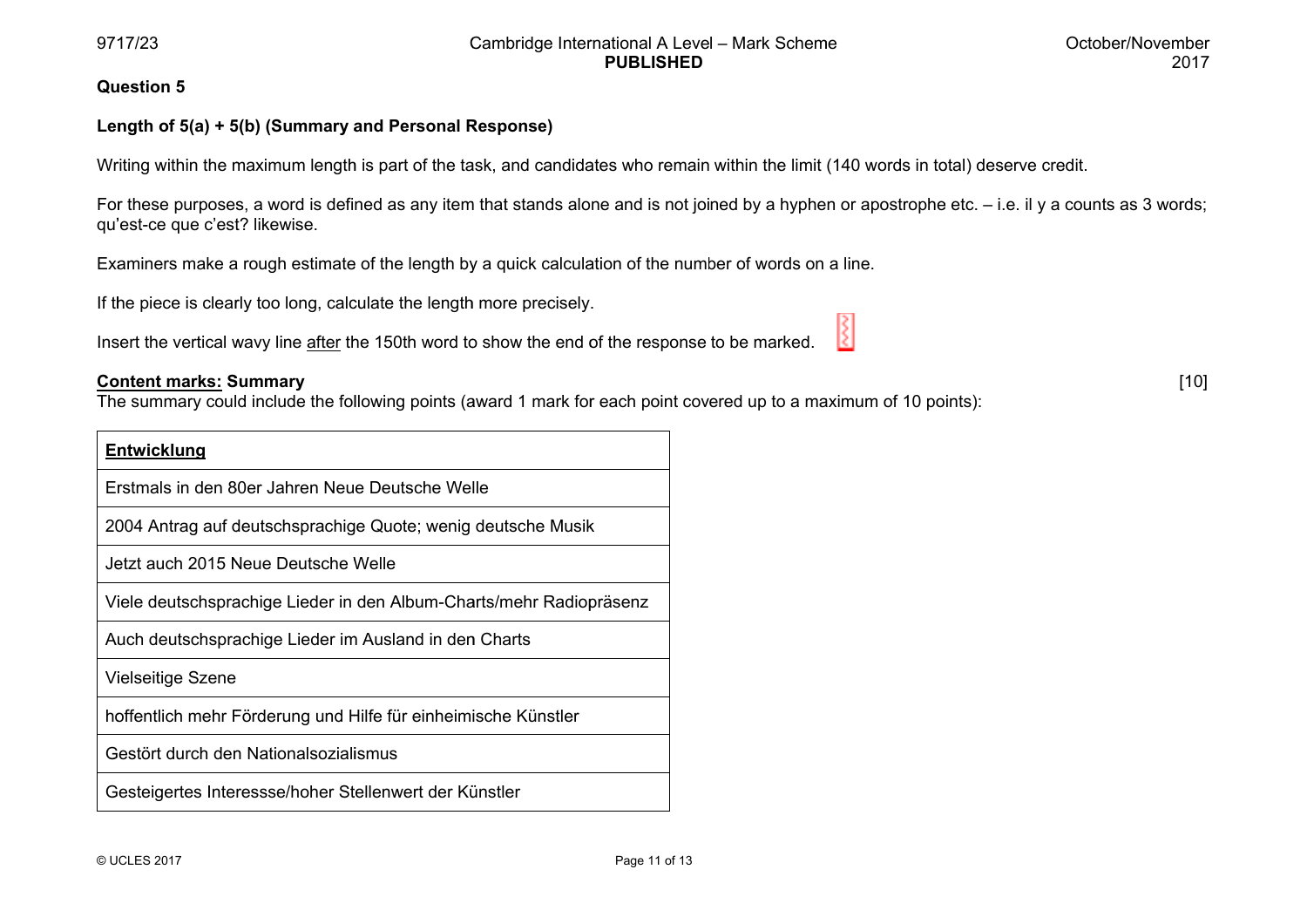## Question 5

### Length of 5(a) + 5(b) (Summary and Personal Response)

Writing within the maximum length is part of the task, and candidates who remain within the limit (140 words in total) deserve credit.

For these purposes, a word is defined as any item that stands alone and is not joined by a hyphen or apostrophe etc. – i.e. il y a counts as 3 words; qu'est-ce que c'est? likewise.

Examiners make a rough estimate of the length by a quick calculation of the number of words on a line.

If the piece is clearly too long, calculate the length more precisely.

Insert the vertical wavy line <u>after</u> the 150th word to show the end of the response to be marked.

**<u>Content marks:</u> Summary** [10]

The summary could include the following points (award 1 mark for each point covered up to a maximum of 10 points):

| **<u>Entwicklung</u>** |
|---|
| Erstmals in den 80er Jahren Neue Deutsche Welle |
| 2004 Antrag auf deutschsprachige Quote; wenig deutsche Musik |
| Jetzt auch 2015 Neue Deutsche Welle |
| Viele deutschsprachige Lieder in den Album-Charts/mehr Radiopräsenz |
| Auch deutschsprachige Lieder im Ausland in den Charts |
| Vielseitige Szene |
| hoffentlich mehr Förderung und Hilfe für einheimische Künstler |
| Gestört durch den Nationalsozialismus |
| Gesteigertes Interessse/hoher Stellenwert der Künstler |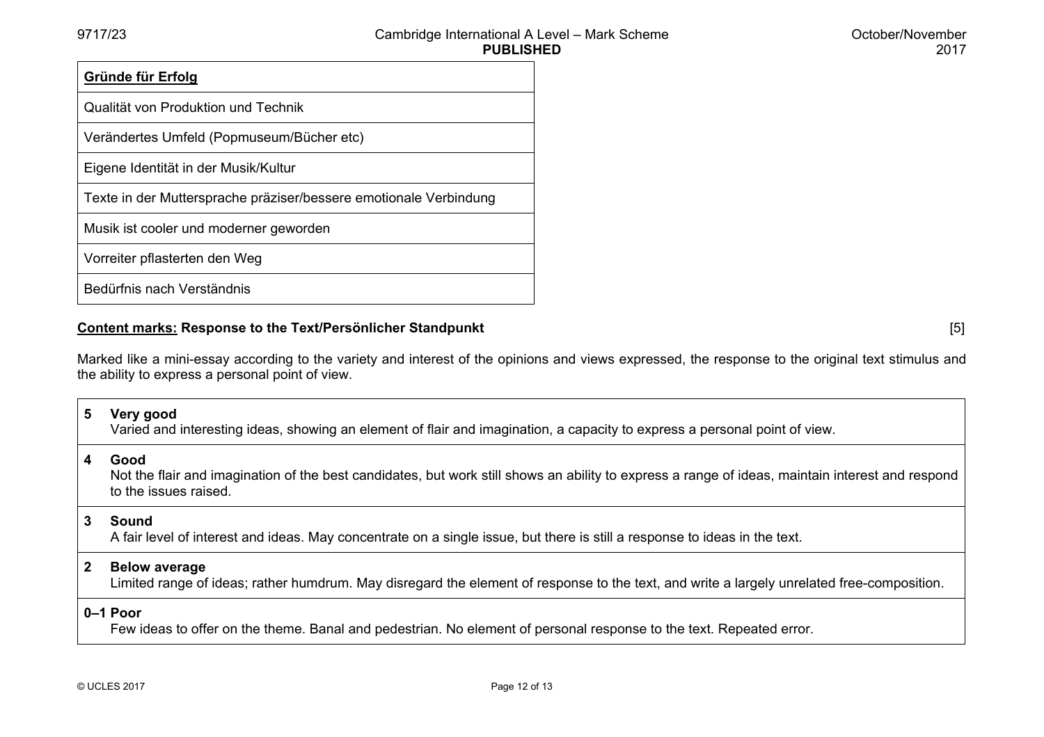| Gründe für Erfolg |
|---|
| Qualität von Produktion und Technik |
| Verändertes Umfeld (Popmuseum/Bücher etc) |
| Eigene Identität in der Musik/Kultur |
| Texte in der Muttersprache präziser/bessere emotionale Verbindung |
| Musik ist cooler und moderner geworden |
| Vorreiter pflasterten den Weg |
| Bedürfnis nach Verständnis |

**Content marks: Response to the Text/Persönlicher Standpunkt** [5]

Marked like a mini-essay according to the variety and interest of the opinions and views expressed, the response to the original text stimulus and the ability to express a personal point of view.

| Mark | Descriptor |
|---|---|
| 5 | **Very good**<br>Varied and interesting ideas, showing an element of flair and imagination, a capacity to express a personal point of view. |
| 4 | **Good**<br>Not the flair and imagination of the best candidates, but work still shows an ability to express a range of ideas, maintain interest and respond to the issues raised. |
| 3 | **Sound**<br>A fair level of interest and ideas. May concentrate on a single issue, but there is still a response to ideas in the text. |
| 2 | **Below average**<br>Limited range of ideas; rather humdrum. May disregard the element of response to the text, and write a largely unrelated free-composition. |
| 0–1 | **Poor**<br>Few ideas to offer on the theme. Banal and pedestrian. No element of personal response to the text. Repeated error. |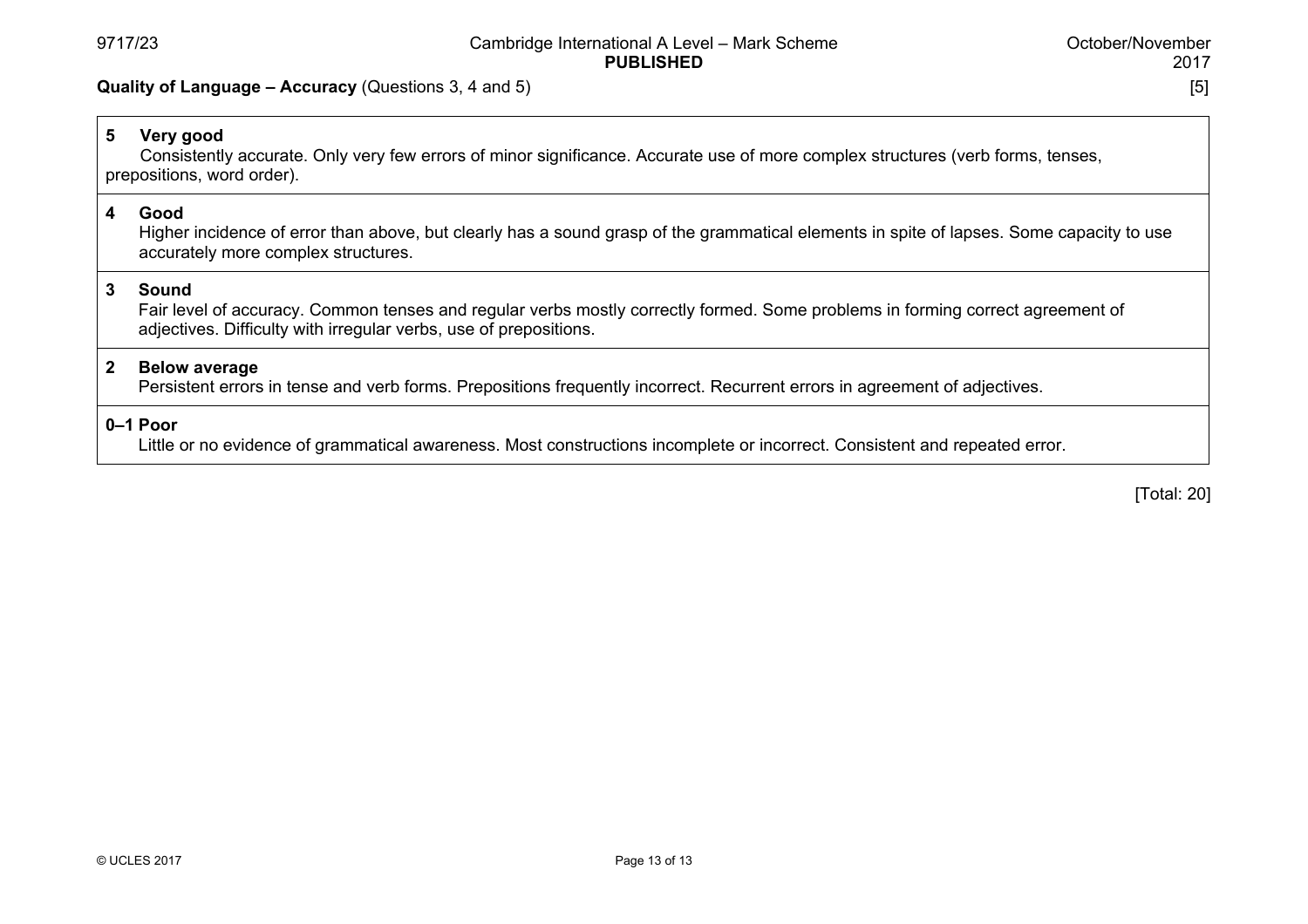**Quality of Language – Accuracy** (Questions 3, 4 and 5) [5]

| | |
|---|---|
| **5** | **Very good**<br>Consistently accurate. Only very few errors of minor significance. Accurate use of more complex structures (verb forms, tenses, prepositions, word order). |
| **4** | **Good**<br>Higher incidence of error than above, but clearly has a sound grasp of the grammatical elements in spite of lapses. Some capacity to use accurately more complex structures. |
| **3** | **Sound**<br>Fair level of accuracy. Common tenses and regular verbs mostly correctly formed. Some problems in forming correct agreement of adjectives. Difficulty with irregular verbs, use of prepositions. |
| **2** | **Below average**<br>Persistent errors in tense and verb forms. Prepositions frequently incorrect. Recurrent errors in agreement of adjectives. |
| **0–1** | **Poor**<br>Little or no evidence of grammatical awareness. Most constructions incomplete or incorrect. Consistent and repeated error. |

[Total: 20]